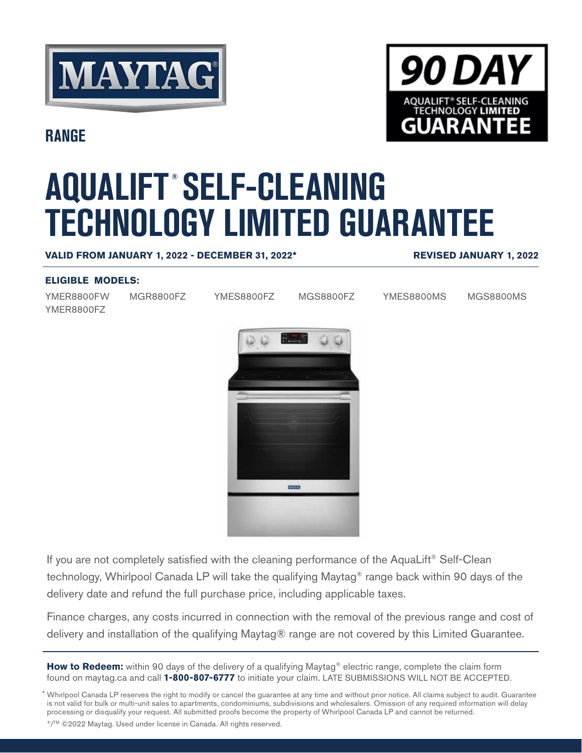MAYTAG®

## RANGE

**90 DAY**
AQUALIFT® SELF-CLEANING TECHNOLOGY **LIMITED**
**GUARANTEE**

# AQUALIFT® SELF-CLEANING TECHNOLOGY LIMITED GUARANTEE

**VALID FROM JANUARY 1, 2022 - DECEMBER 31, 2022*** **REVISED JANUARY 1, 2022**

**ELIGIBLE MODELS:**

YMER8800FW MGR8800FZ YMES8800FZ MGS8800FZ YMES8800MS MGS8800MS
YMER8800FZ

If you are not completely satisfied with the cleaning performance of the AquaLift® Self-Clean technology, Whirlpool Canada LP will take the qualifying Maytag® range back within 90 days of the delivery date and refund the full purchase price, including applicable taxes.

Finance charges, any costs incurred in connection with the removal of the previous range and cost of delivery and installation of the qualifying Maytag® range are not covered by this Limited Guarantee.

**How to Redeem:** within 90 days of the delivery of a qualifying Maytag® electric range, complete the claim form found on maytag.ca and call **1-800-807-6777** to initiate your claim. LATE SUBMISSIONS WILL NOT BE ACCEPTED.

\* Whirlpool Canada LP reserves the right to modify or cancel the guarantee at any time and without prior notice. All claims subject to audit. Guarantee is not valid for bulk or multi-unit sales to apartments, condominiums, subdivisions and wholesalers. Omission of any required information will delay processing or disqualify your request. All submitted proofs become the property of Whirlpool Canada LP and cannot be returned.

®/™ ©2022 Maytag. Used under license in Canada. All rights reserved.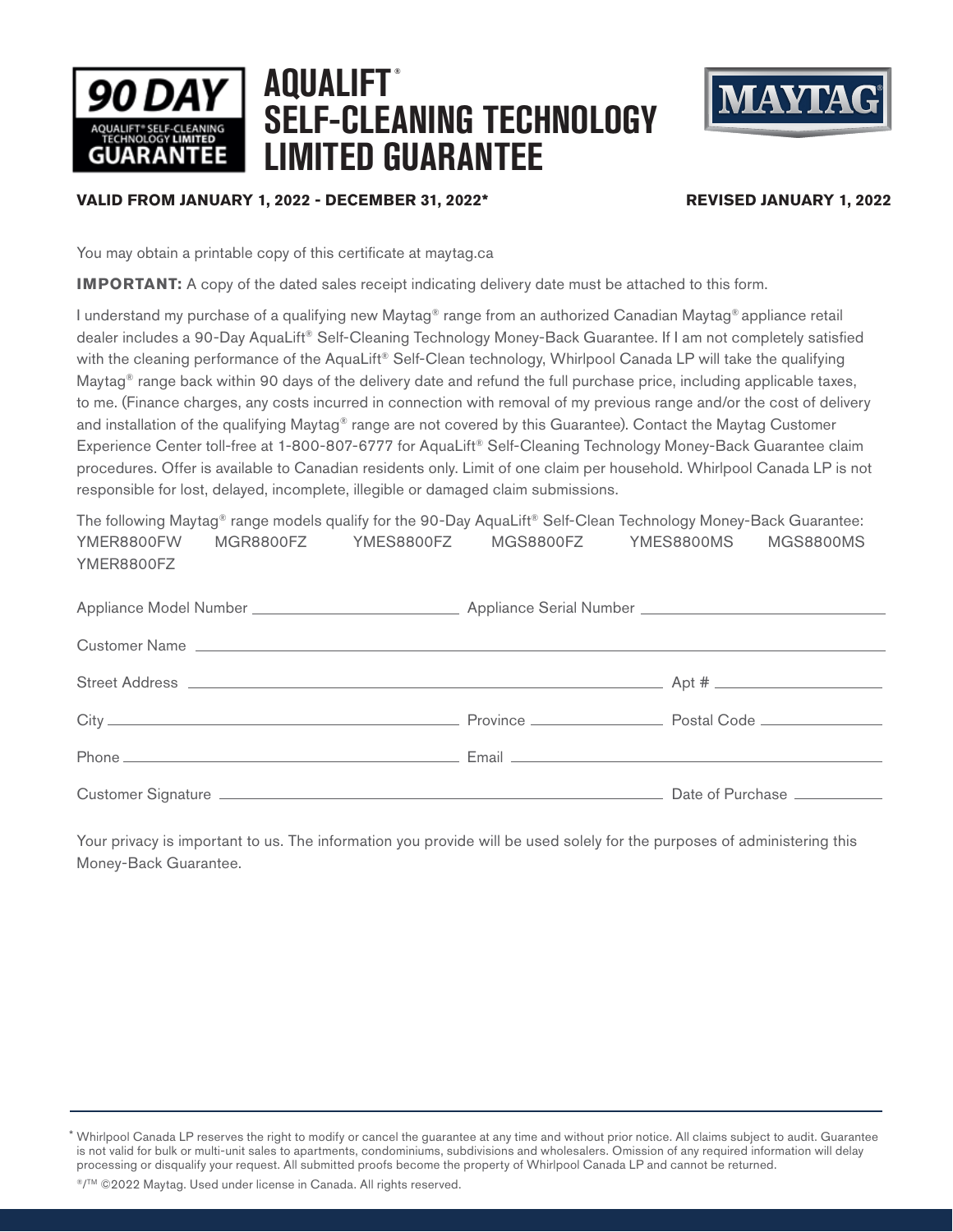**90 DAY**
AQUALIFT® SELF-CLEANING TECHNOLOGY **LIMITED**
**GUARANTEE**

# AQUALIFT® SELF-CLEANING TECHNOLOGY LIMITED GUARANTEE

MAYTAG®

**VALID FROM JANUARY 1, 2022 - DECEMBER 31, 2022*** **REVISED JANUARY 1, 2022**

You may obtain a printable copy of this certificate at maytag.ca

**IMPORTANT:** A copy of the dated sales receipt indicating delivery date must be attached to this form.

I understand my purchase of a qualifying new Maytag® range from an authorized Canadian Maytag® appliance retail dealer includes a 90-Day AquaLift® Self-Cleaning Technology Money-Back Guarantee. If I am not completely satisfied with the cleaning performance of the AquaLift® Self-Clean technology, Whirlpool Canada LP will take the qualifying Maytag® range back within 90 days of the delivery date and refund the full purchase price, including applicable taxes, to me. (Finance charges, any costs incurred in connection with removal of my previous range and/or the cost of delivery and installation of the qualifying Maytag® range are not covered by this Guarantee). Contact the Maytag Customer Experience Center toll-free at 1-800-807-6777 for AquaLift® Self-Cleaning Technology Money-Back Guarantee claim procedures. Offer is available to Canadian residents only. Limit of one claim per household. Whirlpool Canada LP is not responsible for lost, delayed, incomplete, illegible or damaged claim submissions.

The following Maytag® range models qualify for the 90-Day AquaLift® Self-Clean Technology Money-Back Guarantee:
YMER8800FW MGR8800FZ YMES8800FZ MGS8800FZ YMES8800MS MGS8800MS YMER8800FZ

Appliance Model Number ______________________ Appliance Serial Number ______________________

Customer Name ______________________________________________

Street Address ______________________________ Apt # ______________

City ______________________ Province ______________ Postal Code ______________

Phone ______________________ Email ______________________

Customer Signature ______________________________ Date of Purchase ______________

Your privacy is important to us. The information you provide will be used solely for the purposes of administering this Money-Back Guarantee.

\* Whirlpool Canada LP reserves the right to modify or cancel the guarantee at any time and without prior notice. All claims subject to audit. Guarantee is not valid for bulk or multi-unit sales to apartments, condominiums, subdivisions and wholesalers. Omission of any required information will delay processing or disqualify your request. All submitted proofs become the property of Whirlpool Canada LP and cannot be returned.

®/™ ©2022 Maytag. Used under license in Canada. All rights reserved.